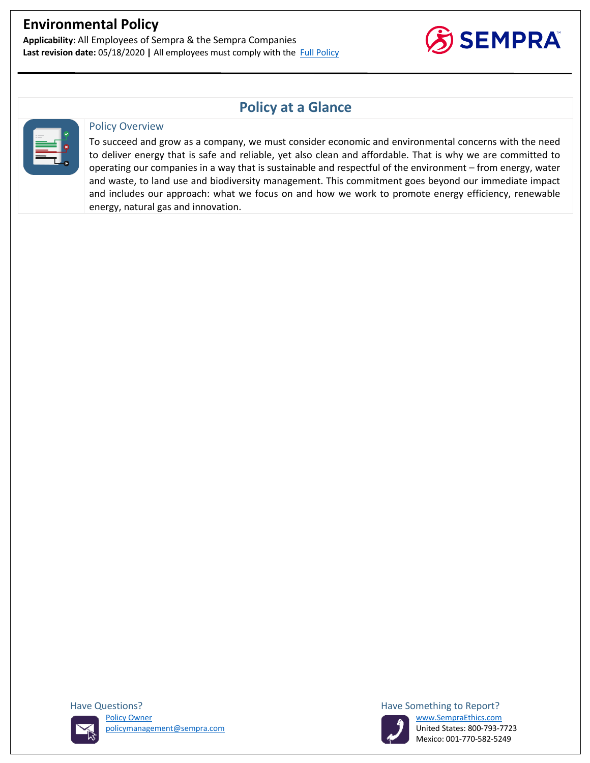# Environmental Policy

**Applicability:** All Employees of Sempra & the Sempra Companies
**Last revision date:** 05/18/2020 **|** All employees must comply with the [Full Policy]

## Policy at a Glance

### Policy Overview

To succeed and grow as a company, we must consider economic and environmental concerns with the need to deliver energy that is safe and reliable, yet also clean and affordable. That is why we are committed to operating our companies in a way that is sustainable and respectful of the environment – from energy, water and waste, to land use and biodiversity management. This commitment goes beyond our immediate impact and includes our approach: what we focus on and how we work to promote energy efficiency, renewable energy, natural gas and innovation.

### Have Questions?

Policy Owner
policymanagement@sempra.com

### Have Something to Report?

www.SempraEthics.com
United States: 800-793-7723
Mexico: 001-770-582-5249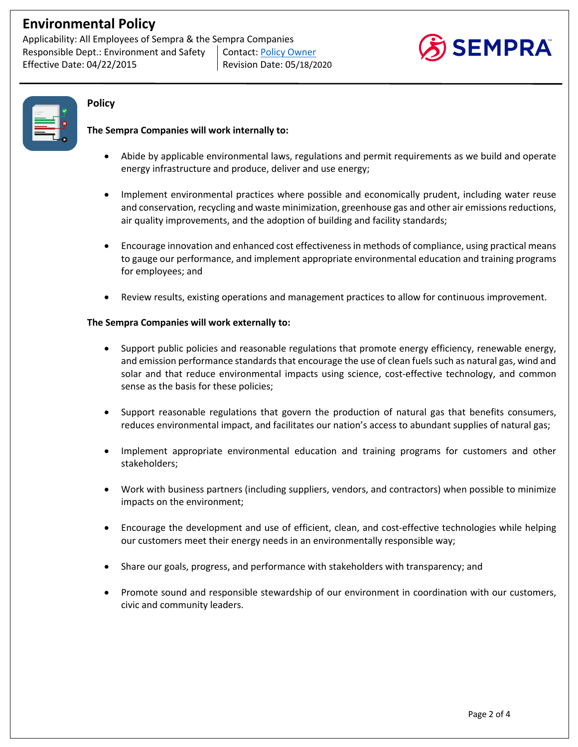# Environmental Policy

Applicability: All Employees of Sempra & the Sempra Companies
Responsible Dept.: Environment and Safety | Contact: Policy Owner
Effective Date: 04/22/2015 | Revision Date: 05/18/2020

## Policy

**The Sempra Companies will work internally to:**

- Abide by applicable environmental laws, regulations and permit requirements as we build and operate energy infrastructure and produce, deliver and use energy;
- Implement environmental practices where possible and economically prudent, including water reuse and conservation, recycling and waste minimization, greenhouse gas and other air emissions reductions, air quality improvements, and the adoption of building and facility standards;
- Encourage innovation and enhanced cost effectiveness in methods of compliance, using practical means to gauge our performance, and implement appropriate environmental education and training programs for employees; and
- Review results, existing operations and management practices to allow for continuous improvement.

**The Sempra Companies will work externally to:**

- Support public policies and reasonable regulations that promote energy efficiency, renewable energy, and emission performance standards that encourage the use of clean fuels such as natural gas, wind and solar and that reduce environmental impacts using science, cost-effective technology, and common sense as the basis for these policies;
- Support reasonable regulations that govern the production of natural gas that benefits consumers, reduces environmental impact, and facilitates our nation's access to abundant supplies of natural gas;
- Implement appropriate environmental education and training programs for customers and other stakeholders;
- Work with business partners (including suppliers, vendors, and contractors) when possible to minimize impacts on the environment;
- Encourage the development and use of efficient, clean, and cost-effective technologies while helping our customers meet their energy needs in an environmentally responsible way;
- Share our goals, progress, and performance with stakeholders with transparency; and
- Promote sound and responsible stewardship of our environment in coordination with our customers, civic and community leaders.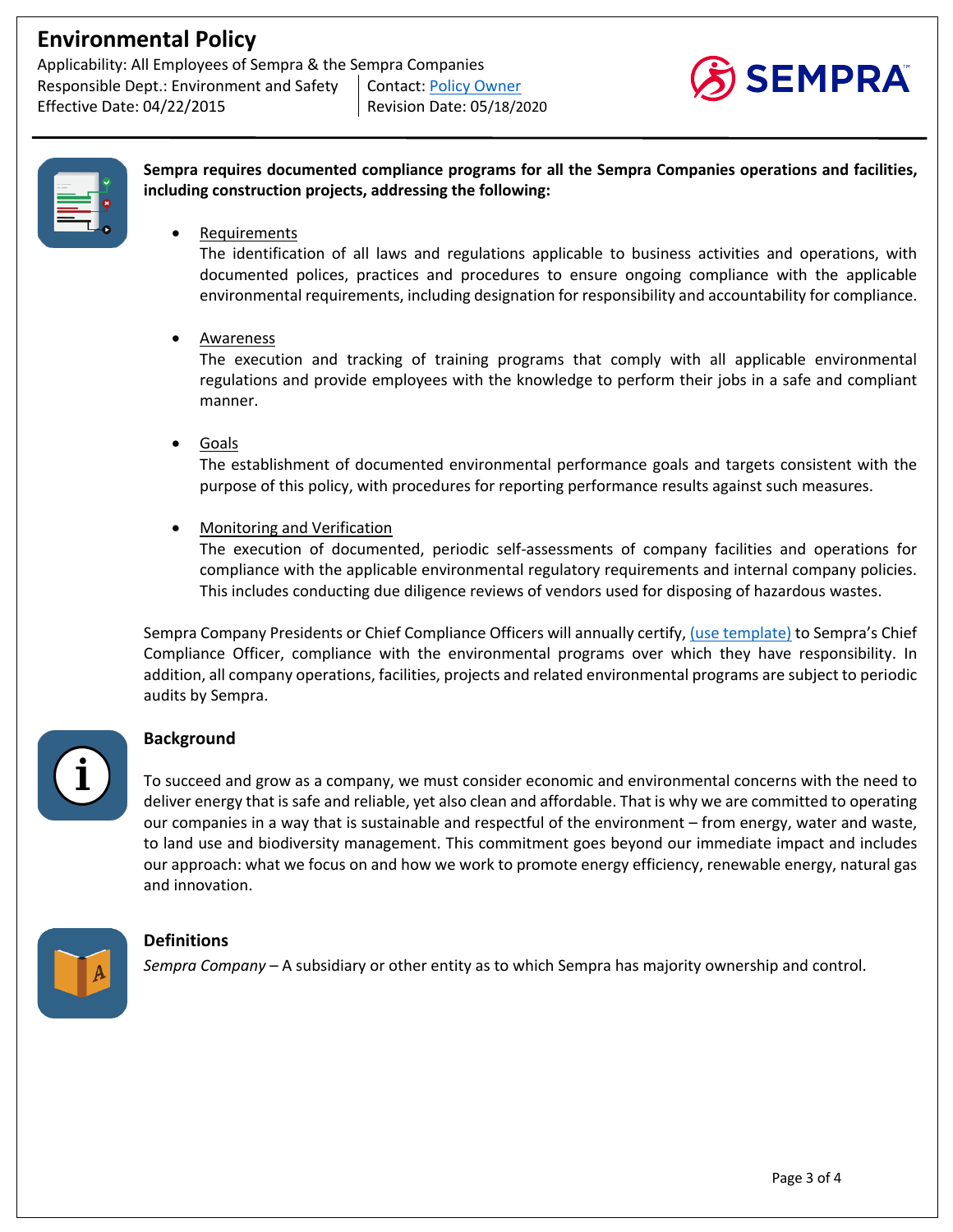# Environmental Policy

Applicability: All Employees of Sempra & the Sempra Companies
Responsible Dept.: Environment and Safety | Contact: Policy Owner
Effective Date: 04/22/2015 | Revision Date: 05/18/2020

**Sempra requires documented compliance programs for all the Sempra Companies operations and facilities, including construction projects, addressing the following:**

- Requirements
  The identification of all laws and regulations applicable to business activities and operations, with documented polices, practices and procedures to ensure ongoing compliance with the applicable environmental requirements, including designation for responsibility and accountability for compliance.

- Awareness
  The execution and tracking of training programs that comply with all applicable environmental regulations and provide employees with the knowledge to perform their jobs in a safe and compliant manner.

- Goals
  The establishment of documented environmental performance goals and targets consistent with the purpose of this policy, with procedures for reporting performance results against such measures.

- Monitoring and Verification
  The execution of documented, periodic self-assessments of company facilities and operations for compliance with the applicable environmental regulatory requirements and internal company policies. This includes conducting due diligence reviews of vendors used for disposing of hazardous wastes.

Sempra Company Presidents or Chief Compliance Officers will annually certify, (use template) to Sempra's Chief Compliance Officer, compliance with the environmental programs over which they have responsibility. In addition, all company operations, facilities, projects and related environmental programs are subject to periodic audits by Sempra.

## Background

To succeed and grow as a company, we must consider economic and environmental concerns with the need to deliver energy that is safe and reliable, yet also clean and affordable. That is why we are committed to operating our companies in a way that is sustainable and respectful of the environment – from energy, water and waste, to land use and biodiversity management. This commitment goes beyond our immediate impact and includes our approach: what we focus on and how we work to promote energy efficiency, renewable energy, natural gas and innovation.

## Definitions

*Sempra Company* – A subsidiary or other entity as to which Sempra has majority ownership and control.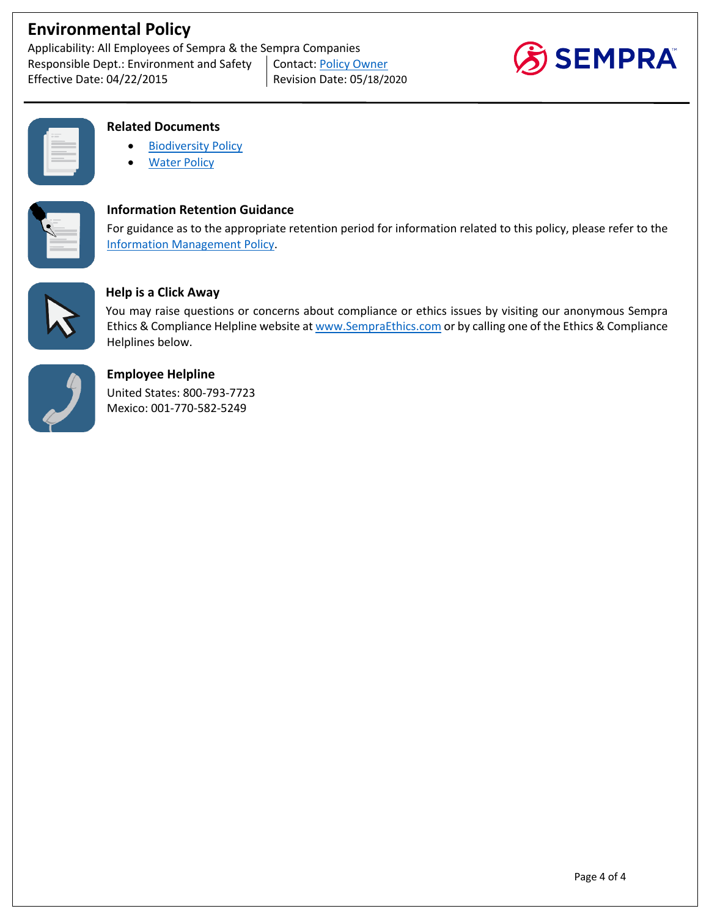## Related Documents

- Biodiversity Policy
- Water Policy

## Information Retention Guidance

For guidance as to the appropriate retention period for information related to this policy, please refer to the Information Management Policy.

## Help is a Click Away

You may raise questions or concerns about compliance or ethics issues by visiting our anonymous Sempra Ethics & Compliance Helpline website at www.SempraEthics.com or by calling one of the Ethics & Compliance Helplines below.

## Employee Helpline

United States: 800-793-7723
Mexico: 001-770-582-5249